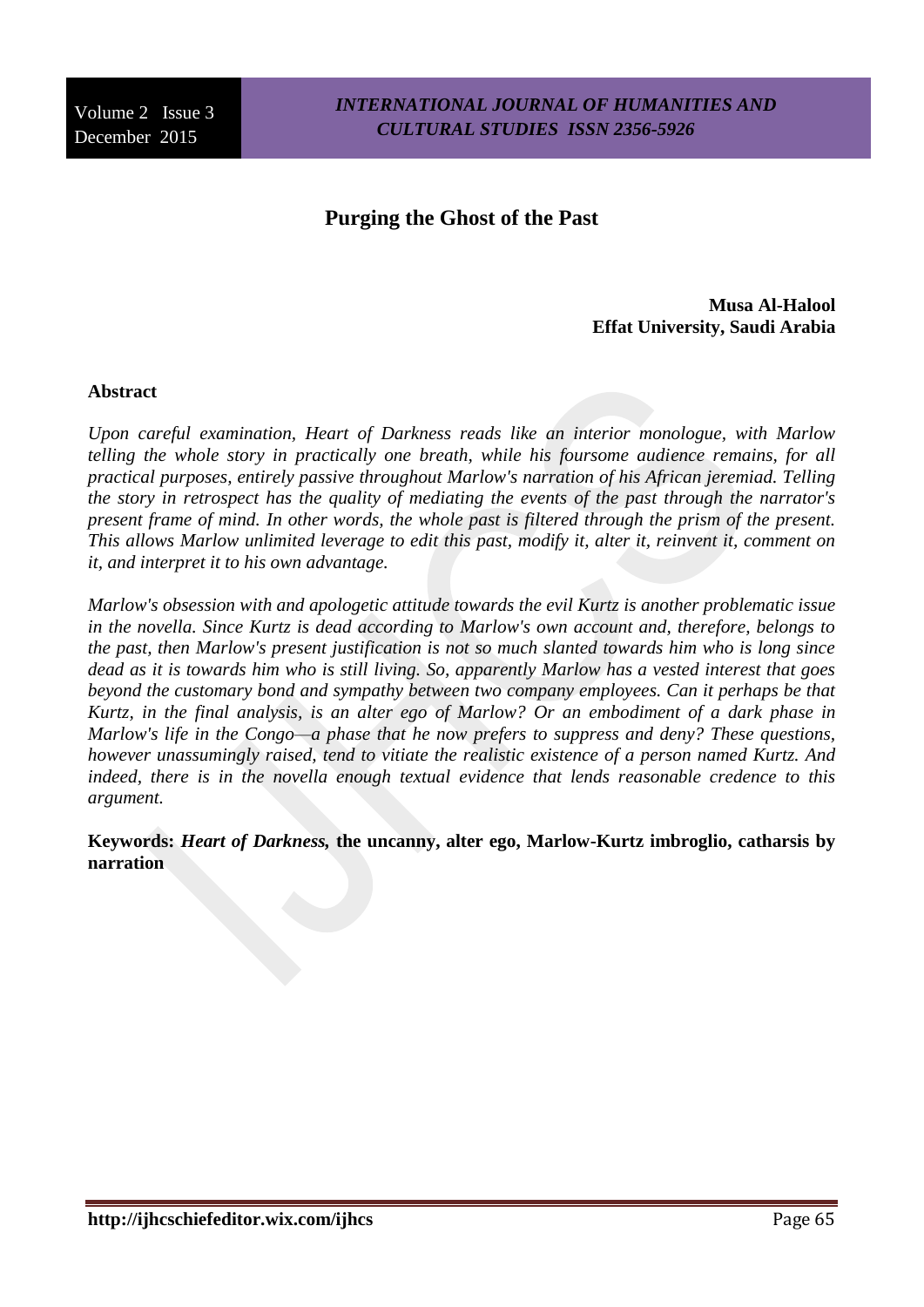# Purging the Ghost of the Past

**Musa Al-Halool**
**Effat University, Saudi Arabia**

## Abstract

*Upon careful examination, Heart of Darkness reads like an interior monologue, with Marlow telling the whole story in practically one breath, while his foursome audience remains, for all practical purposes, entirely passive throughout Marlow's narration of his African jeremiad. Telling the story in retrospect has the quality of mediating the events of the past through the narrator's present frame of mind. In other words, the whole past is filtered through the prism of the present. This allows Marlow unlimited leverage to edit this past, modify it, alter it, reinvent it, comment on it, and interpret it to his own advantage.*

*Marlow's obsession with and apologetic attitude towards the evil Kurtz is another problematic issue in the novella. Since Kurtz is dead according to Marlow's own account and, therefore, belongs to the past, then Marlow's present justification is not so much slanted towards him who is long since dead as it is towards him who is still living. So, apparently Marlow has a vested interest that goes beyond the customary bond and sympathy between two company employees. Can it perhaps be that Kurtz, in the final analysis, is an alter ego of Marlow? Or an embodiment of a dark phase in Marlow's life in the Congo—a phase that he now prefers to suppress and deny? These questions, however unassumingly raised, tend to vitiate the realistic existence of a person named Kurtz. And indeed, there is in the novella enough textual evidence that lends reasonable credence to this argument.*

**Keywords:** ***Heart of Darkness*****, the uncanny, alter ego, Marlow-Kurtz imbroglio, catharsis by narration**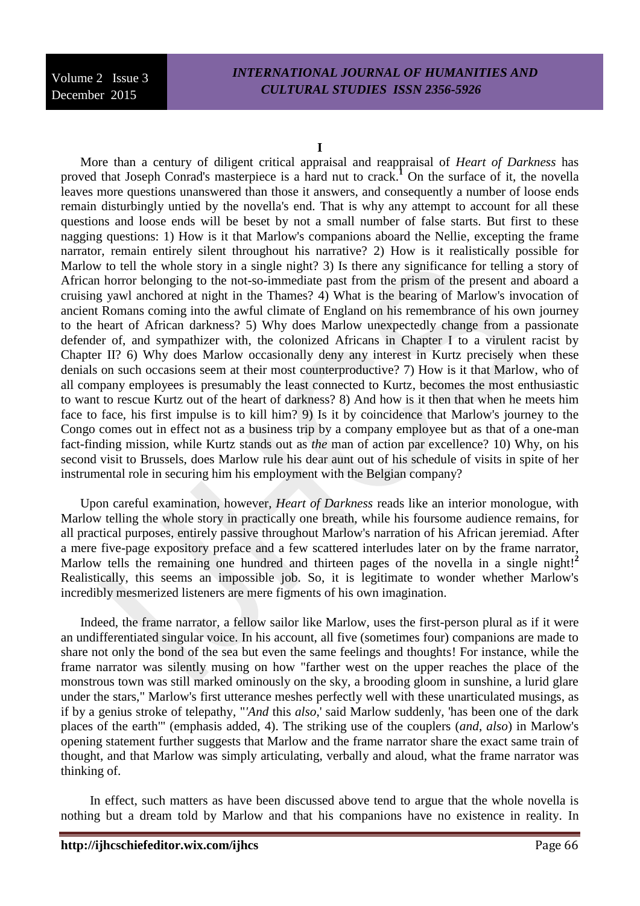# I

More than a century of diligent critical appraisal and reappraisal of *Heart of Darkness* has proved that Joseph Conrad's masterpiece is a hard nut to crack.[1] On the surface of it, the novella leaves more questions unanswered than those it answers, and consequently a number of loose ends remain disturbingly untied by the novella's end. That is why any attempt to account for all these questions and loose ends will be beset by not a small number of false starts. But first to these nagging questions: 1) How is it that Marlow's companions aboard the Nellie, excepting the frame narrator, remain entirely silent throughout his narrative? 2) How is it realistically possible for Marlow to tell the whole story in a single night? 3) Is there any significance for telling a story of African horror belonging to the not-so-immediate past from the prism of the present and aboard a cruising yawl anchored at night in the Thames? 4) What is the bearing of Marlow's invocation of ancient Romans coming into the awful climate of England on his remembrance of his own journey to the heart of African darkness? 5) Why does Marlow unexpectedly change from a passionate defender of, and sympathizer with, the colonized Africans in Chapter I to a virulent racist by Chapter II? 6) Why does Marlow occasionally deny any interest in Kurtz precisely when these denials on such occasions seem at their most counterproductive? 7) How is it that Marlow, who of all company employees is presumably the least connected to Kurtz, becomes the most enthusiastic to want to rescue Kurtz out of the heart of darkness? 8) And how is it then that when he meets him face to face, his first impulse is to kill him? 9) Is it by coincidence that Marlow's journey to the Congo comes out in effect not as a business trip by a company employee but as that of a one-man fact-finding mission, while Kurtz stands out as *the* man of action par excellence? 10) Why, on his second visit to Brussels, does Marlow rule his dear aunt out of his schedule of visits in spite of her instrumental role in securing him his employment with the Belgian company?

Upon careful examination, however, *Heart of Darkness* reads like an interior monologue, with Marlow telling the whole story in practically one breath, while his foursome audience remains, for all practical purposes, entirely passive throughout Marlow's narration of his African jeremiad. After a mere five-page expository preface and a few scattered interludes later on by the frame narrator, Marlow tells the remaining one hundred and thirteen pages of the novella in a single night![2] Realistically, this seems an impossible job. So, it is legitimate to wonder whether Marlow's incredibly mesmerized listeners are mere figments of his own imagination.

Indeed, the frame narrator, a fellow sailor like Marlow, uses the first-person plural as if it were an undifferentiated singular voice. In his account, all five (sometimes four) companions are made to share not only the bond of the sea but even the same feelings and thoughts! For instance, while the frame narrator was silently musing on how "farther west on the upper reaches the place of the monstrous town was still marked ominously on the sky, a brooding gloom in sunshine, a lurid glare under the stars," Marlow's first utterance meshes perfectly well with these unarticulated musings, as if by a genius stroke of telepathy, "'*And* this *also*,' said Marlow suddenly, 'has been one of the dark places of the earth'" (emphasis added, 4). The striking use of the couplers (*and*, *also*) in Marlow's opening statement further suggests that Marlow and the frame narrator share the exact same train of thought, and that Marlow was simply articulating, verbally and aloud, what the frame narrator was thinking of.

In effect, such matters as have been discussed above tend to argue that the whole novella is nothing but a dream told by Marlow and that his companions have no existence in reality. In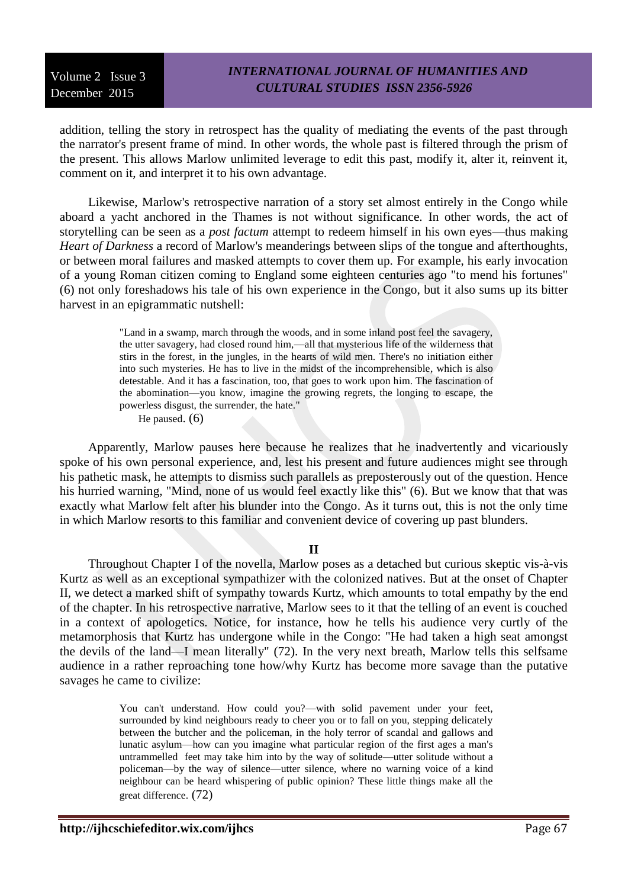addition, telling the story in retrospect has the quality of mediating the events of the past through the narrator's present frame of mind. In other words, the whole past is filtered through the prism of the present. This allows Marlow unlimited leverage to edit this past, modify it, alter it, reinvent it, comment on it, and interpret it to his own advantage.

Likewise, Marlow's retrospective narration of a story set almost entirely in the Congo while aboard a yacht anchored in the Thames is not without significance. In other words, the act of storytelling can be seen as a *post factum* attempt to redeem himself in his own eyes—thus making *Heart of Darkness* a record of Marlow's meanderings between slips of the tongue and afterthoughts, or between moral failures and masked attempts to cover them up. For example, his early invocation of a young Roman citizen coming to England some eighteen centuries ago "to mend his fortunes" (6) not only foreshadows his tale of his own experience in the Congo, but it also sums up its bitter harvest in an epigrammatic nutshell:

> "Land in a swamp, march through the woods, and in some inland post feel the savagery, the utter savagery, had closed round him,—all that mysterious life of the wilderness that stirs in the forest, in the jungles, in the hearts of wild men. There's no initiation either into such mysteries. He has to live in the midst of the incomprehensible, which is also detestable. And it has a fascination, too, that goes to work upon him. The fascination of the abomination—you know, imagine the growing regrets, the longing to escape, the powerless disgust, the surrender, the hate."
>
> He paused. (6)

Apparently, Marlow pauses here because he realizes that he inadvertently and vicariously spoke of his own personal experience, and, lest his present and future audiences might see through his pathetic mask, he attempts to dismiss such parallels as preposterously out of the question. Hence his hurried warning, "Mind, none of us would feel exactly like this" (6). But we know that that was exactly what Marlow felt after his blunder into the Congo. As it turns out, this is not the only time in which Marlow resorts to this familiar and convenient device of covering up past blunders.

## II

Throughout Chapter I of the novella, Marlow poses as a detached but curious skeptic vis-à-vis Kurtz as well as an exceptional sympathizer with the colonized natives. But at the onset of Chapter II, we detect a marked shift of sympathy towards Kurtz, which amounts to total empathy by the end of the chapter. In his retrospective narrative, Marlow sees to it that the telling of an event is couched in a context of apologetics. Notice, for instance, how he tells his audience very curtly of the metamorphosis that Kurtz has undergone while in the Congo: "He had taken a high seat amongst the devils of the land—I mean literally" (72). In the very next breath, Marlow tells this selfsame audience in a rather reproaching tone how/why Kurtz has become more savage than the putative savages he came to civilize:

> You can't understand. How could you?—with solid pavement under your feet, surrounded by kind neighbours ready to cheer you or to fall on you, stepping delicately between the butcher and the policeman, in the holy terror of scandal and gallows and lunatic asylum—how can you imagine what particular region of the first ages a man's untrammelled feet may take him into by the way of solitude—utter solitude without a policeman—by the way of silence—utter silence, where no warning voice of a kind neighbour can be heard whispering of public opinion? These little things make all the great difference. (72)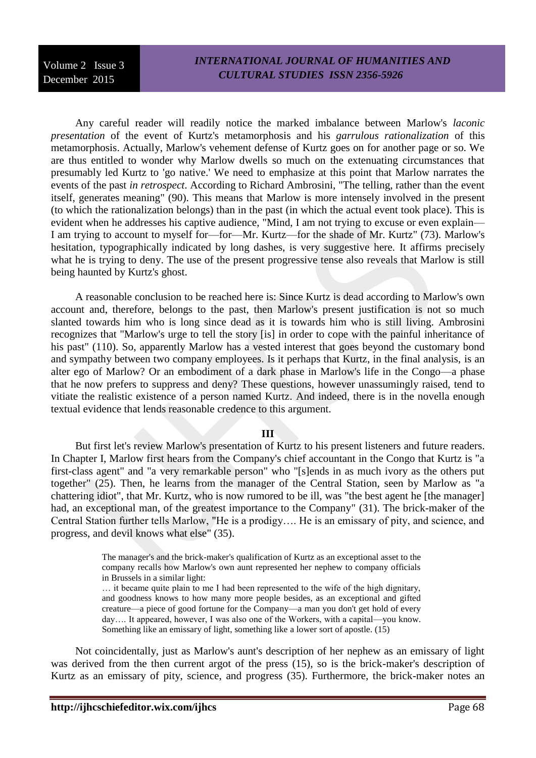Any careful reader will readily notice the marked imbalance between Marlow's *laconic presentation* of the event of Kurtz's metamorphosis and his *garrulous rationalization* of this metamorphosis. Actually, Marlow's vehement defense of Kurtz goes on for another page or so. We are thus entitled to wonder why Marlow dwells so much on the extenuating circumstances that presumably led Kurtz to 'go native.' We need to emphasize at this point that Marlow narrates the events of the past *in retrospect*. According to Richard Ambrosini, "The telling, rather than the event itself, generates meaning" (90). This means that Marlow is more intensely involved in the present (to which the rationalization belongs) than in the past (in which the actual event took place). This is evident when he addresses his captive audience, "Mind, I am not trying to excuse or even explain—I am trying to account to myself for—for—Mr. Kurtz—for the shade of Mr. Kurtz" (73). Marlow's hesitation, typographically indicated by long dashes, is very suggestive here. It affirms precisely what he is trying to deny. The use of the present progressive tense also reveals that Marlow is still being haunted by Kurtz's ghost.

A reasonable conclusion to be reached here is: Since Kurtz is dead according to Marlow's own account and, therefore, belongs to the past, then Marlow's present justification is not so much slanted towards him who is long since dead as it is towards him who is still living. Ambrosini recognizes that "Marlow's urge to tell the story [is] in order to cope with the painful inheritance of his past" (110). So, apparently Marlow has a vested interest that goes beyond the customary bond and sympathy between two company employees. Is it perhaps that Kurtz, in the final analysis, is an alter ego of Marlow? Or an embodiment of a dark phase in Marlow's life in the Congo—a phase that he now prefers to suppress and deny? These questions, however unassumingly raised, tend to vitiate the realistic existence of a person named Kurtz. And indeed, there is in the novella enough textual evidence that lends reasonable credence to this argument.

## III

But first let's review Marlow's presentation of Kurtz to his present listeners and future readers. In Chapter I, Marlow first hears from the Company's chief accountant in the Congo that Kurtz is "a first-class agent" and "a very remarkable person" who "[s]ends in as much ivory as the others put together" (25). Then, he learns from the manager of the Central Station, seen by Marlow as "a chattering idiot", that Mr. Kurtz, who is now rumored to be ill, was "the best agent he [the manager] had, an exceptional man, of the greatest importance to the Company" (31). The brick-maker of the Central Station further tells Marlow, "He is a prodigy…. He is an emissary of pity, and science, and progress, and devil knows what else" (35).

> The manager's and the brick-maker's qualification of Kurtz as an exceptional asset to the company recalls how Marlow's own aunt represented her nephew to company officials in Brussels in a similar light:
>
> … it became quite plain to me I had been represented to the wife of the high dignitary, and goodness knows to how many more people besides, as an exceptional and gifted creature—a piece of good fortune for the Company—a man you don't get hold of every day…. It appeared, however, I was also one of the Workers, with a capital—you know. Something like an emissary of light, something like a lower sort of apostle. (15)

Not coincidentally, just as Marlow's aunt's description of her nephew as an emissary of light was derived from the then current argot of the press (15), so is the brick-maker's description of Kurtz as an emissary of pity, science, and progress (35). Furthermore, the brick-maker notes an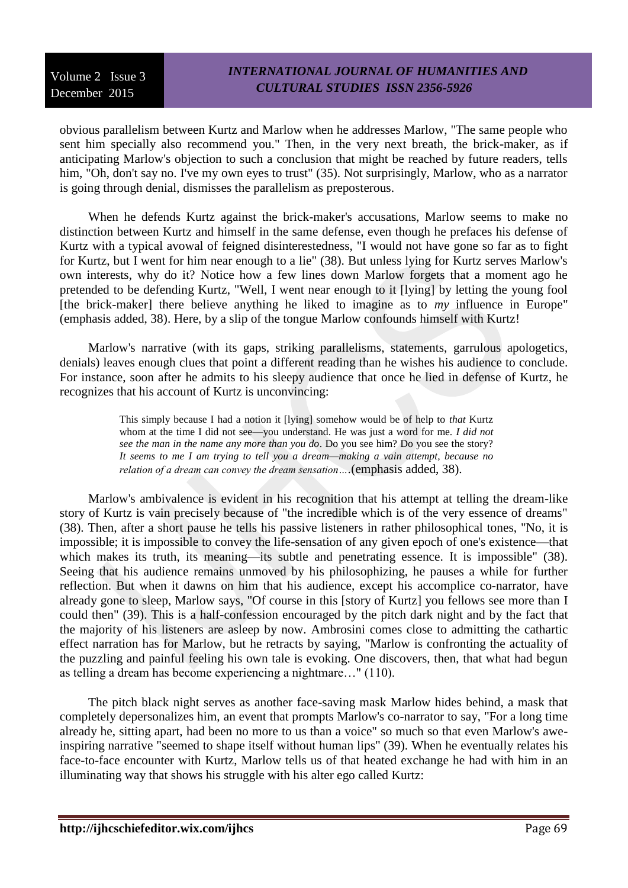obvious parallelism between Kurtz and Marlow when he addresses Marlow, "The same people who sent him specially also recommend you." Then, in the very next breath, the brick-maker, as if anticipating Marlow's objection to such a conclusion that might be reached by future readers, tells him, "Oh, don't say no. I've my own eyes to trust" (35). Not surprisingly, Marlow, who as a narrator is going through denial, dismisses the parallelism as preposterous.

When he defends Kurtz against the brick-maker's accusations, Marlow seems to make no distinction between Kurtz and himself in the same defense, even though he prefaces his defense of Kurtz with a typical avowal of feigned disinterestedness, "I would not have gone so far as to fight for Kurtz, but I went for him near enough to a lie" (38). But unless lying for Kurtz serves Marlow's own interests, why do it? Notice how a few lines down Marlow forgets that a moment ago he pretended to be defending Kurtz, "Well, I went near enough to it [lying] by letting the young fool [the brick-maker] there believe anything he liked to imagine as to *my* influence in Europe" (emphasis added, 38). Here, by a slip of the tongue Marlow confounds himself with Kurtz!

Marlow's narrative (with its gaps, striking parallelisms, statements, garrulous apologetics, denials) leaves enough clues that point a different reading than he wishes his audience to conclude. For instance, soon after he admits to his sleepy audience that once he lied in defense of Kurtz, he recognizes that his account of Kurtz is unconvincing:

> This simply because I had a notion it [lying] somehow would be of help to *that* Kurtz whom at the time I did not see—you understand. He was just a word for me. *I did not see the man in the name any more than you do*. Do you see him? Do you see the story? *It seems to me I am trying to tell you a dream—making a vain attempt, because no relation of a dream can convey the dream sensation*….(emphasis added, 38).

Marlow's ambivalence is evident in his recognition that his attempt at telling the dream-like story of Kurtz is vain precisely because of "the incredible which is of the very essence of dreams" (38). Then, after a short pause he tells his passive listeners in rather philosophical tones, "No, it is impossible; it is impossible to convey the life-sensation of any given epoch of one's existence—that which makes its truth, its meaning—its subtle and penetrating essence. It is impossible" (38). Seeing that his audience remains unmoved by his philosophizing, he pauses a while for further reflection. But when it dawns on him that his audience, except his accomplice co-narrator, have already gone to sleep, Marlow says, "Of course in this [story of Kurtz] you fellows see more than I could then" (39). This is a half-confession encouraged by the pitch dark night and by the fact that the majority of his listeners are asleep by now. Ambrosini comes close to admitting the cathartic effect narration has for Marlow, but he retracts by saying, "Marlow is confronting the actuality of the puzzling and painful feeling his own tale is evoking. One discovers, then, that what had begun as telling a dream has become experiencing a nightmare…" (110).

The pitch black night serves as another face-saving mask Marlow hides behind, a mask that completely depersonalizes him, an event that prompts Marlow's co-narrator to say, "For a long time already he, sitting apart, had been no more to us than a voice" so much so that even Marlow's awe-inspiring narrative "seemed to shape itself without human lips" (39). When he eventually relates his face-to-face encounter with Kurtz, Marlow tells us of that heated exchange he had with him in an illuminating way that shows his struggle with his alter ego called Kurtz: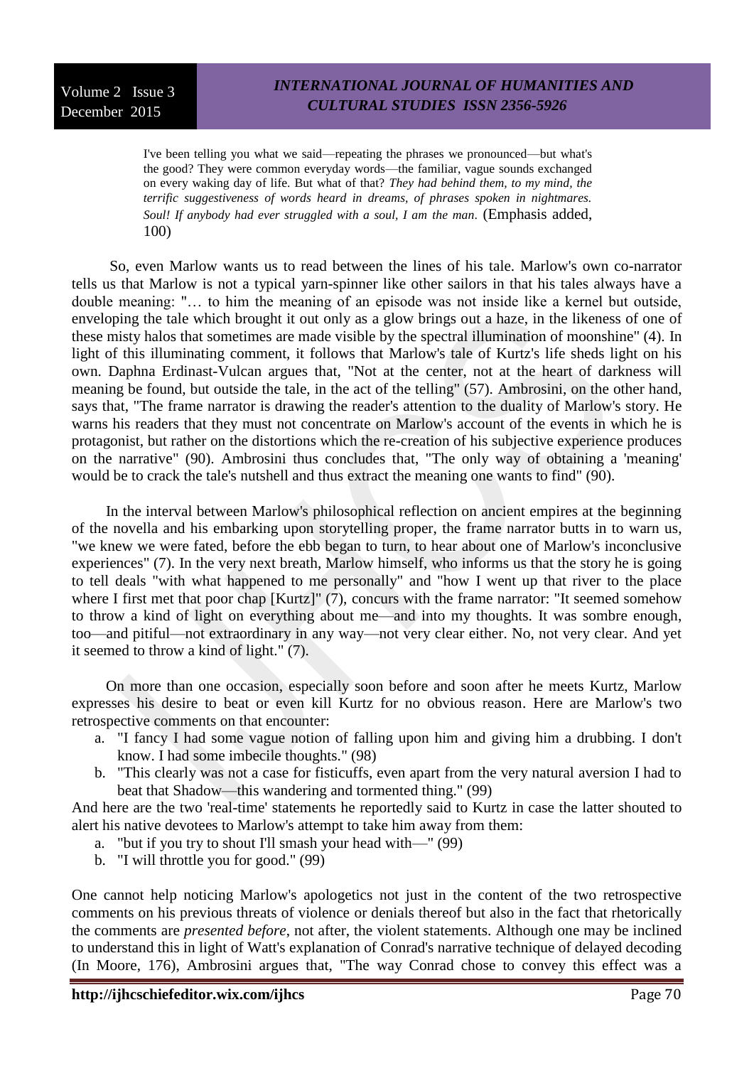> I've been telling you what we said—repeating the phrases we pronounced—but what's the good? They were common everyday words—the familiar, vague sounds exchanged on every waking day of life. But what of that? *They had behind them, to my mind, the terrific suggestiveness of words heard in dreams, of phrases spoken in nightmares. Soul! If anybody had ever struggled with a soul, I am the man*. (Emphasis added, 100)

So, even Marlow wants us to read between the lines of his tale. Marlow's own co-narrator tells us that Marlow is not a typical yarn-spinner like other sailors in that his tales always have a double meaning: "… to him the meaning of an episode was not inside like a kernel but outside, enveloping the tale which brought it out only as a glow brings out a haze, in the likeness of one of these misty halos that sometimes are made visible by the spectral illumination of moonshine" (4). In light of this illuminating comment, it follows that Marlow's tale of Kurtz's life sheds light on his own. Daphna Erdinast-Vulcan argues that, "Not at the center, not at the heart of darkness will meaning be found, but outside the tale, in the act of the telling" (57). Ambrosini, on the other hand, says that, "The frame narrator is drawing the reader's attention to the duality of Marlow's story. He warns his readers that they must not concentrate on Marlow's account of the events in which he is protagonist, but rather on the distortions which the re-creation of his subjective experience produces on the narrative" (90). Ambrosini thus concludes that, "The only way of obtaining a 'meaning' would be to crack the tale's nutshell and thus extract the meaning one wants to find" (90).

In the interval between Marlow's philosophical reflection on ancient empires at the beginning of the novella and his embarking upon storytelling proper, the frame narrator butts in to warn us, "we knew we were fated, before the ebb began to turn, to hear about one of Marlow's inconclusive experiences" (7). In the very next breath, Marlow himself, who informs us that the story he is going to tell deals "with what happened to me personally" and "how I went up that river to the place where I first met that poor chap [Kurtz]" (7), concurs with the frame narrator: "It seemed somehow to throw a kind of light on everything about me—and into my thoughts. It was sombre enough, too—and pitiful—not extraordinary in any way—not very clear either. No, not very clear. And yet it seemed to throw a kind of light." (7).

On more than one occasion, especially soon before and soon after he meets Kurtz, Marlow expresses his desire to beat or even kill Kurtz for no obvious reason. Here are Marlow's two retrospective comments on that encounter:

a. "I fancy I had some vague notion of falling upon him and giving him a drubbing. I don't know. I had some imbecile thoughts." (98)
b. "This clearly was not a case for fisticuffs, even apart from the very natural aversion I had to beat that Shadow—this wandering and tormented thing." (99)

And here are the two 'real-time' statements he reportedly said to Kurtz in case the latter shouted to alert his native devotees to Marlow's attempt to take him away from them:

a. "but if you try to shout I'll smash your head with—" (99)
b. "I will throttle you for good." (99)

One cannot help noticing Marlow's apologetics not just in the content of the two retrospective comments on his previous threats of violence or denials thereof but also in the fact that rhetorically the comments are *presented before*, not after, the violent statements. Although one may be inclined to understand this in light of Watt's explanation of Conrad's narrative technique of delayed decoding (In Moore, 176), Ambrosini argues that, "The way Conrad chose to convey this effect was a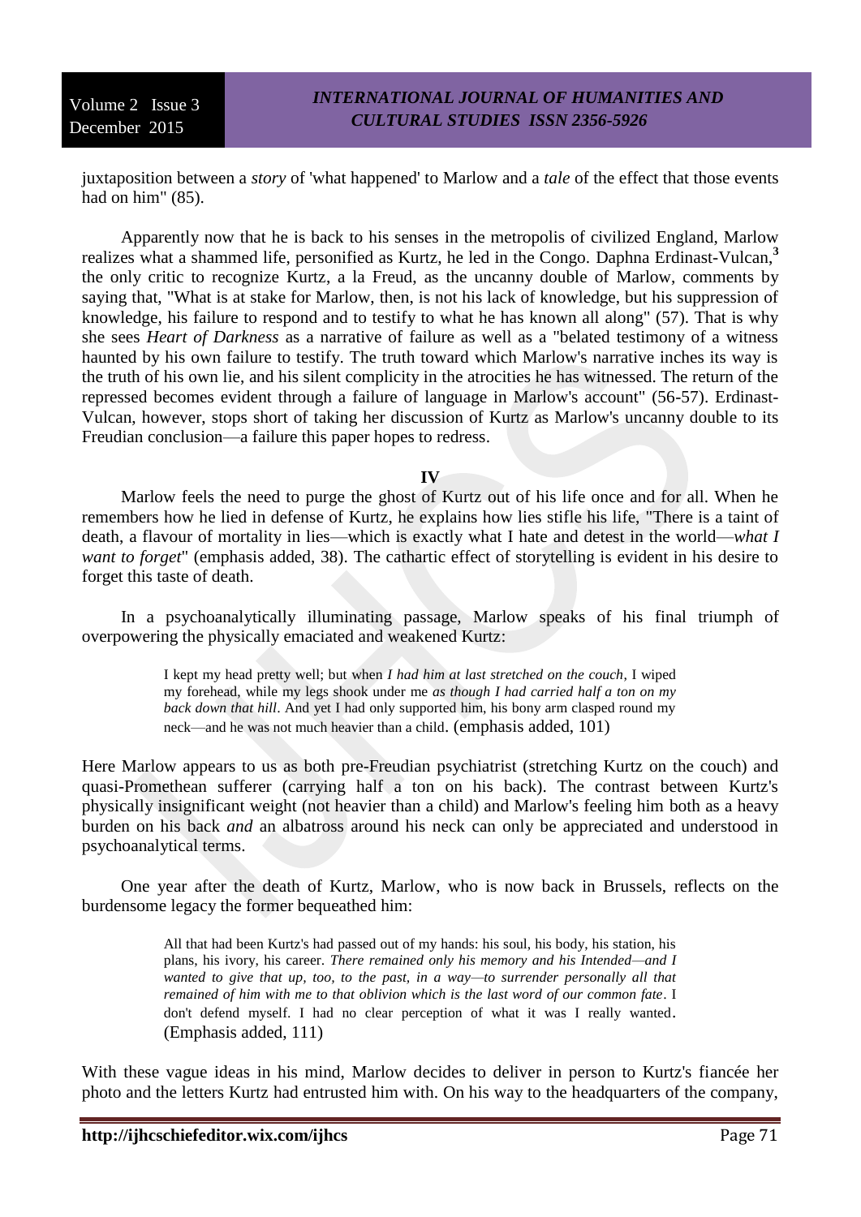juxtaposition between a *story* of 'what happened' to Marlow and a *tale* of the effect that those events had on him" (85).

Apparently now that he is back to his senses in the metropolis of civilized England, Marlow realizes what a shammed life, personified as Kurtz, he led in the Congo. Daphna Erdinast-Vulcan,[3] the only critic to recognize Kurtz, a la Freud, as the uncanny double of Marlow, comments by saying that, "What is at stake for Marlow, then, is not his lack of knowledge, but his suppression of knowledge, his failure to respond and to testify to what he has known all along" (57). That is why she sees *Heart of Darkness* as a narrative of failure as well as a "belated testimony of a witness haunted by his own failure to testify. The truth toward which Marlow's narrative inches its way is the truth of his own lie, and his silent complicity in the atrocities he has witnessed. The return of the repressed becomes evident through a failure of language in Marlow's account" (56-57). Erdinast-Vulcan, however, stops short of taking her discussion of Kurtz as Marlow's uncanny double to its Freudian conclusion—a failure this paper hopes to redress.

## IV

Marlow feels the need to purge the ghost of Kurtz out of his life once and for all. When he remembers how he lied in defense of Kurtz, he explains how lies stifle his life, "There is a taint of death, a flavour of mortality in lies—which is exactly what I hate and detest in the world—*what I want to forget*" (emphasis added, 38). The cathartic effect of storytelling is evident in his desire to forget this taste of death.

In a psychoanalytically illuminating passage, Marlow speaks of his final triumph of overpowering the physically emaciated and weakened Kurtz:

> I kept my head pretty well; but when *I had him at last stretched on the couch*, I wiped my forehead, while my legs shook under me *as though I had carried half a ton on my back down that hill*. And yet I had only supported him, his bony arm clasped round my neck—and he was not much heavier than a child. (emphasis added, 101)

Here Marlow appears to us as both pre-Freudian psychiatrist (stretching Kurtz on the couch) and quasi-Promethean sufferer (carrying half a ton on his back). The contrast between Kurtz's physically insignificant weight (not heavier than a child) and Marlow's feeling him both as a heavy burden on his back *and* an albatross around his neck can only be appreciated and understood in psychoanalytical terms.

One year after the death of Kurtz, Marlow, who is now back in Brussels, reflects on the burdensome legacy the former bequeathed him:

> All that had been Kurtz's had passed out of my hands: his soul, his body, his station, his plans, his ivory, his career. *There remained only his memory and his Intended—and I wanted to give that up, too, to the past, in a way—to surrender personally all that remained of him with me to that oblivion which is the last word of our common fate*. I don't defend myself. I had no clear perception of what it was I really wanted. (Emphasis added, 111)

With these vague ideas in his mind, Marlow decides to deliver in person to Kurtz's fiancée her photo and the letters Kurtz had entrusted him with. On his way to the headquarters of the company,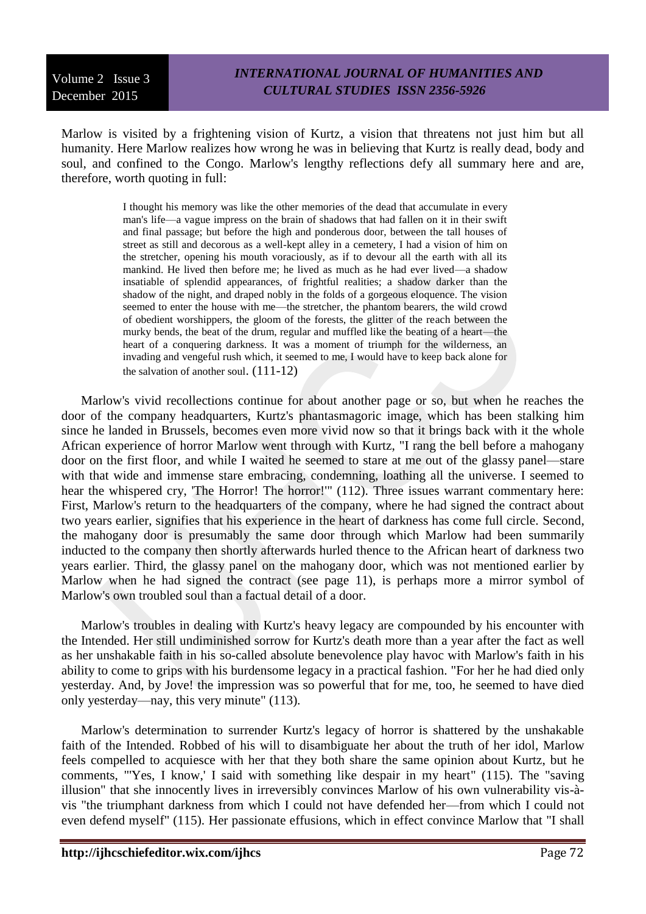Marlow is visited by a frightening vision of Kurtz, a vision that threatens not just him but all humanity. Here Marlow realizes how wrong he was in believing that Kurtz is really dead, body and soul, and confined to the Congo. Marlow's lengthy reflections defy all summary here and are, therefore, worth quoting in full:

> I thought his memory was like the other memories of the dead that accumulate in every man's life—a vague impress on the brain of shadows that had fallen on it in their swift and final passage; but before the high and ponderous door, between the tall houses of street as still and decorous as a well-kept alley in a cemetery, I had a vision of him on the stretcher, opening his mouth voraciously, as if to devour all the earth with all its mankind. He lived then before me; he lived as much as he had ever lived—a shadow insatiable of splendid appearances, of frightful realities; a shadow darker than the shadow of the night, and draped nobly in the folds of a gorgeous eloquence. The vision seemed to enter the house with me—the stretcher, the phantom bearers, the wild crowd of obedient worshippers, the gloom of the forests, the glitter of the reach between the murky bends, the beat of the drum, regular and muffled like the beating of a heart—the heart of a conquering darkness. It was a moment of triumph for the wilderness, an invading and vengeful rush which, it seemed to me, I would have to keep back alone for the salvation of another soul. (111-12)

Marlow's vivid recollections continue for about another page or so, but when he reaches the door of the company headquarters, Kurtz's phantasmagoric image, which has been stalking him since he landed in Brussels, becomes even more vivid now so that it brings back with it the whole African experience of horror Marlow went through with Kurtz, "I rang the bell before a mahogany door on the first floor, and while I waited he seemed to stare at me out of the glassy panel—stare with that wide and immense stare embracing, condemning, loathing all the universe. I seemed to hear the whispered cry, 'The Horror! The horror!'" (112). Three issues warrant commentary here: First, Marlow's return to the headquarters of the company, where he had signed the contract about two years earlier, signifies that his experience in the heart of darkness has come full circle. Second, the mahogany door is presumably the same door through which Marlow had been summarily inducted to the company then shortly afterwards hurled thence to the African heart of darkness two years earlier. Third, the glassy panel on the mahogany door, which was not mentioned earlier by Marlow when he had signed the contract (see page 11), is perhaps more a mirror symbol of Marlow's own troubled soul than a factual detail of a door.

Marlow's troubles in dealing with Kurtz's heavy legacy are compounded by his encounter with the Intended. Her still undiminished sorrow for Kurtz's death more than a year after the fact as well as her unshakable faith in his so-called absolute benevolence play havoc with Marlow's faith in his ability to come to grips with his burdensome legacy in a practical fashion. "For her he had died only yesterday. And, by Jove! the impression was so powerful that for me, too, he seemed to have died only yesterday—nay, this very minute" (113).

Marlow's determination to surrender Kurtz's legacy of horror is shattered by the unshakable faith of the Intended. Robbed of his will to disambiguate her about the truth of her idol, Marlow feels compelled to acquiesce with her that they both share the same opinion about Kurtz, but he comments, "'Yes, I know,' I said with something like despair in my heart" (115). The "saving illusion" that she innocently lives in irreversibly convinces Marlow of his own vulnerability vis-à-vis "the triumphant darkness from which I could not have defended her—from which I could not even defend myself" (115). Her passionate effusions, which in effect convince Marlow that "I shall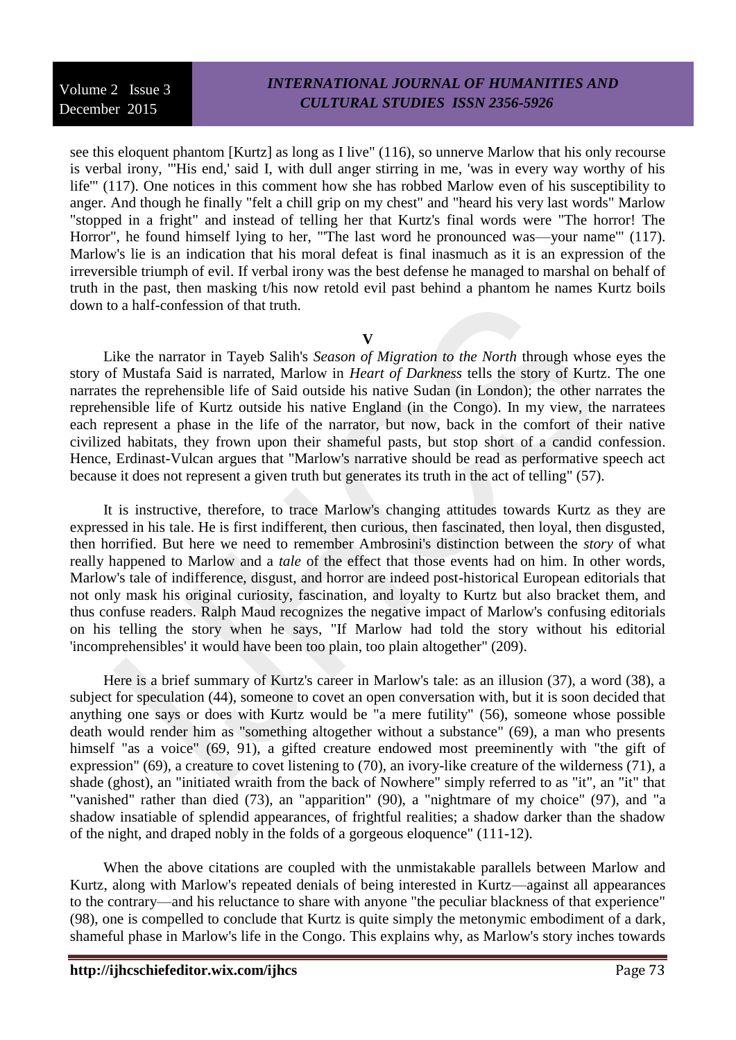see this eloquent phantom [Kurtz] as long as I live" (116), so unnerve Marlow that his only recourse is verbal irony, "'His end,' said I, with dull anger stirring in me, 'was in every way worthy of his life'" (117). One notices in this comment how she has robbed Marlow even of his susceptibility to anger. And though he finally "felt a chill grip on my chest" and "heard his very last words" Marlow "stopped in a fright" and instead of telling her that Kurtz's final words were "The horror! The Horror", he found himself lying to her, "'The last word he pronounced was—your name'" (117). Marlow's lie is an indication that his moral defeat is final inasmuch as it is an expression of the irreversible triumph of evil. If verbal irony was the best defense he managed to marshal on behalf of truth in the past, then masking t/his now retold evil past behind a phantom he names Kurtz boils down to a half-confession of that truth.

## V

Like the narrator in Tayeb Salih's *Season of Migration to the North* through whose eyes the story of Mustafa Said is narrated, Marlow in *Heart of Darkness* tells the story of Kurtz. The one narrates the reprehensible life of Said outside his native Sudan (in London); the other narrates the reprehensible life of Kurtz outside his native England (in the Congo). In my view, the narratees each represent a phase in the life of the narrator, but now, back in the comfort of their native civilized habitats, they frown upon their shameful pasts, but stop short of a candid confession. Hence, Erdinast-Vulcan argues that "Marlow's narrative should be read as performative speech act because it does not represent a given truth but generates its truth in the act of telling" (57).

It is instructive, therefore, to trace Marlow's changing attitudes towards Kurtz as they are expressed in his tale. He is first indifferent, then curious, then fascinated, then loyal, then disgusted, then horrified. But here we need to remember Ambrosini's distinction between the *story* of what really happened to Marlow and a *tale* of the effect that those events had on him. In other words, Marlow's tale of indifference, disgust, and horror are indeed post-historical European editorials that not only mask his original curiosity, fascination, and loyalty to Kurtz but also bracket them, and thus confuse readers. Ralph Maud recognizes the negative impact of Marlow's confusing editorials on his telling the story when he says, "If Marlow had told the story without his editorial 'incomprehensibles' it would have been too plain, too plain altogether" (209).

Here is a brief summary of Kurtz's career in Marlow's tale: as an illusion (37), a word (38), a subject for speculation (44), someone to covet an open conversation with, but it is soon decided that anything one says or does with Kurtz would be "a mere futility" (56), someone whose possible death would render him as "something altogether without a substance" (69), a man who presents himself "as a voice" (69, 91), a gifted creature endowed most preeminently with "the gift of expression" (69), a creature to covet listening to (70), an ivory-like creature of the wilderness (71), a shade (ghost), an "initiated wraith from the back of Nowhere" simply referred to as "it", an "it" that "vanished" rather than died (73), an "apparition" (90), a "nightmare of my choice" (97), and "a shadow insatiable of splendid appearances, of frightful realities; a shadow darker than the shadow of the night, and draped nobly in the folds of a gorgeous eloquence" (111-12).

When the above citations are coupled with the unmistakable parallels between Marlow and Kurtz, along with Marlow's repeated denials of being interested in Kurtz—against all appearances to the contrary—and his reluctance to share with anyone "the peculiar blackness of that experience" (98), one is compelled to conclude that Kurtz is quite simply the metonymic embodiment of a dark, shameful phase in Marlow's life in the Congo. This explains why, as Marlow's story inches towards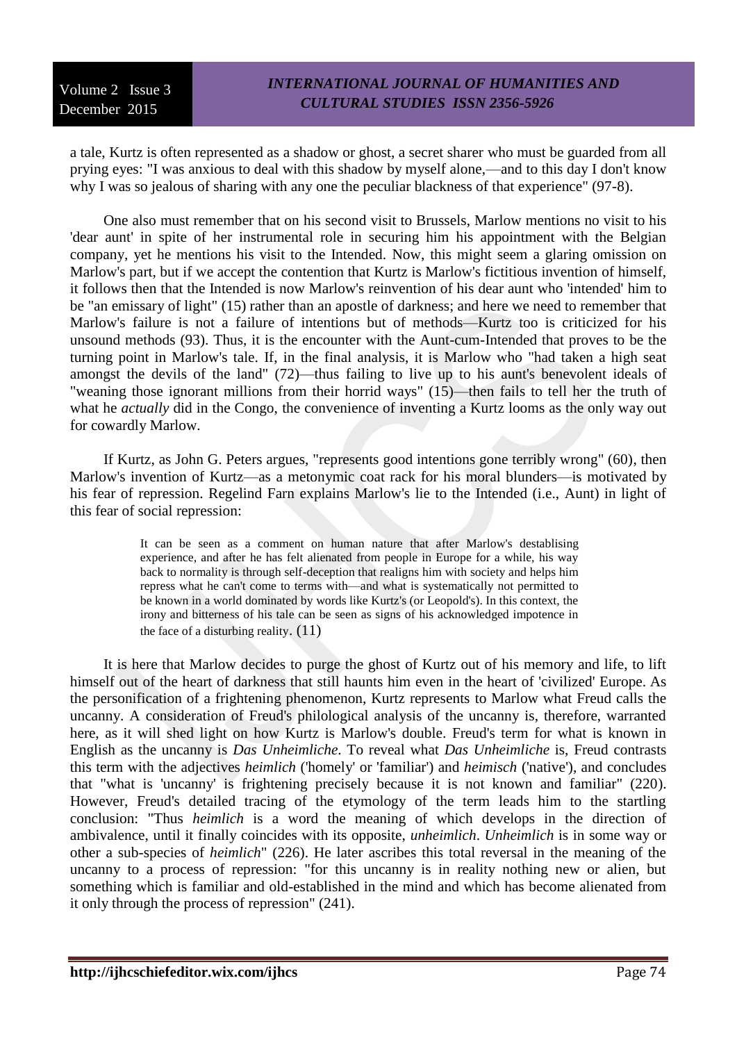a tale, Kurtz is often represented as a shadow or ghost, a secret sharer who must be guarded from all prying eyes: "I was anxious to deal with this shadow by myself alone,—and to this day I don't know why I was so jealous of sharing with any one the peculiar blackness of that experience" (97-8).

One also must remember that on his second visit to Brussels, Marlow mentions no visit to his 'dear aunt' in spite of her instrumental role in securing him his appointment with the Belgian company, yet he mentions his visit to the Intended. Now, this might seem a glaring omission on Marlow's part, but if we accept the contention that Kurtz is Marlow's fictitious invention of himself, it follows then that the Intended is now Marlow's reinvention of his dear aunt who 'intended' him to be "an emissary of light" (15) rather than an apostle of darkness; and here we need to remember that Marlow's failure is not a failure of intentions but of methods—Kurtz too is criticized for his unsound methods (93). Thus, it is the encounter with the Aunt-cum-Intended that proves to be the turning point in Marlow's tale. If, in the final analysis, it is Marlow who "had taken a high seat amongst the devils of the land" (72)—thus failing to live up to his aunt's benevolent ideals of "weaning those ignorant millions from their horrid ways" (15)—then fails to tell her the truth of what he *actually* did in the Congo, the convenience of inventing a Kurtz looms as the only way out for cowardly Marlow.

If Kurtz, as John G. Peters argues, "represents good intentions gone terribly wrong" (60), then Marlow's invention of Kurtz—as a metonymic coat rack for his moral blunders—is motivated by his fear of repression. Regelind Farn explains Marlow's lie to the Intended (i.e., Aunt) in light of this fear of social repression:

> It can be seen as a comment on human nature that after Marlow's destablising experience, and after he has felt alienated from people in Europe for a while, his way back to normality is through self-deception that realigns him with society and helps him repress what he can't come to terms with—and what is systematically not permitted to be known in a world dominated by words like Kurtz's (or Leopold's). In this context, the irony and bitterness of his tale can be seen as signs of his acknowledged impotence in the face of a disturbing reality. (11)

It is here that Marlow decides to purge the ghost of Kurtz out of his memory and life, to lift himself out of the heart of darkness that still haunts him even in the heart of 'civilized' Europe. As the personification of a frightening phenomenon, Kurtz represents to Marlow what Freud calls the uncanny. A consideration of Freud's philological analysis of the uncanny is, therefore, warranted here, as it will shed light on how Kurtz is Marlow's double. Freud's term for what is known in English as the uncanny is *Das Unheimliche*. To reveal what *Das Unheimliche* is, Freud contrasts this term with the adjectives *heimlich* ('homely' or 'familiar') and *heimisch* ('native'), and concludes that "what is 'uncanny' is frightening precisely because it is not known and familiar" (220). However, Freud's detailed tracing of the etymology of the term leads him to the startling conclusion: "Thus *heimlich* is a word the meaning of which develops in the direction of ambivalence, until it finally coincides with its opposite, *unheimlich*. *Unheimlich* is in some way or other a sub-species of *heimlich*" (226). He later ascribes this total reversal in the meaning of the uncanny to a process of repression: "for this uncanny is in reality nothing new or alien, but something which is familiar and old-established in the mind and which has become alienated from it only through the process of repression" (241).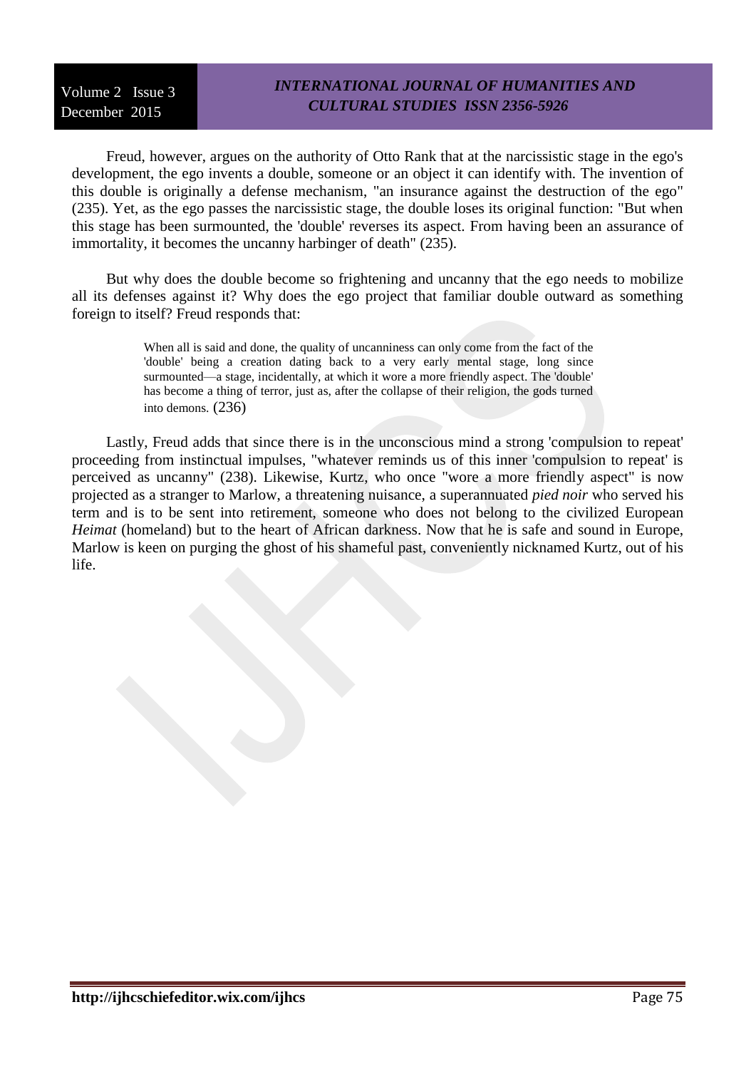Freud, however, argues on the authority of Otto Rank that at the narcissistic stage in the ego's development, the ego invents a double, someone or an object it can identify with. The invention of this double is originally a defense mechanism, "an insurance against the destruction of the ego" (235). Yet, as the ego passes the narcissistic stage, the double loses its original function: "But when this stage has been surmounted, the 'double' reverses its aspect. From having been an assurance of immortality, it becomes the uncanny harbinger of death" (235).

But why does the double become so frightening and uncanny that the ego needs to mobilize all its defenses against it? Why does the ego project that familiar double outward as something foreign to itself? Freud responds that:

> When all is said and done, the quality of uncanniness can only come from the fact of the 'double' being a creation dating back to a very early mental stage, long since surmounted—a stage, incidentally, at which it wore a more friendly aspect. The 'double' has become a thing of terror, just as, after the collapse of their religion, the gods turned into demons. (236)

Lastly, Freud adds that since there is in the unconscious mind a strong 'compulsion to repeat' proceeding from instinctual impulses, "whatever reminds us of this inner 'compulsion to repeat' is perceived as uncanny" (238). Likewise, Kurtz, who once "wore a more friendly aspect" is now projected as a stranger to Marlow, a threatening nuisance, a superannuated *pied noir* who served his term and is to be sent into retirement, someone who does not belong to the civilized European *Heimat* (homeland) but to the heart of African darkness. Now that he is safe and sound in Europe, Marlow is keen on purging the ghost of his shameful past, conveniently nicknamed Kurtz, out of his life.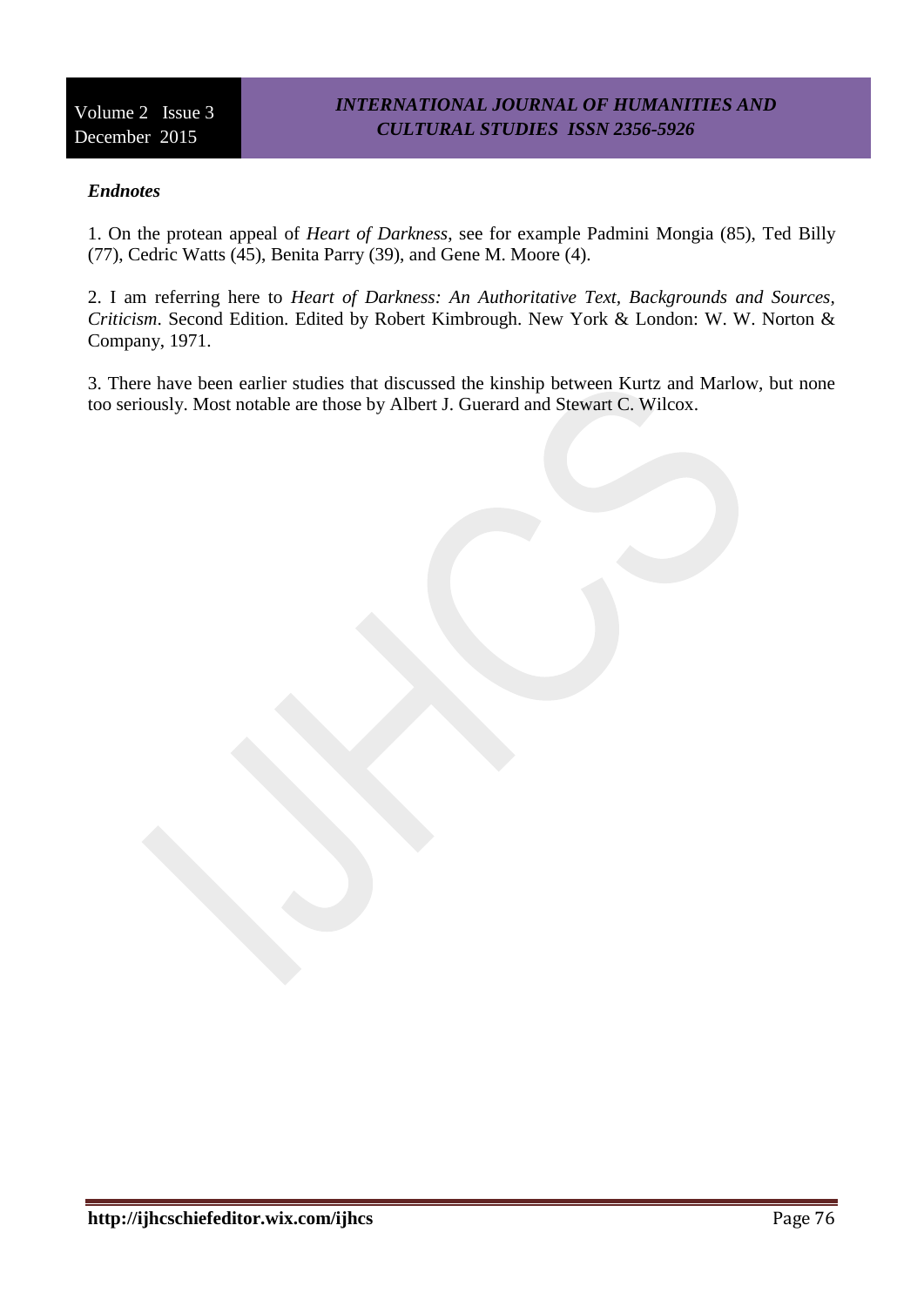### *Endnotes*

1. On the protean appeal of *Heart of Darkness*, see for example Padmini Mongia (85), Ted Billy (77), Cedric Watts (45), Benita Parry (39), and Gene M. Moore (4).

2. I am referring here to *Heart of Darkness: An Authoritative Text, Backgrounds and Sources, Criticism*. Second Edition. Edited by Robert Kimbrough. New York & London: W. W. Norton & Company, 1971.

3. There have been earlier studies that discussed the kinship between Kurtz and Marlow, but none too seriously. Most notable are those by Albert J. Guerard and Stewart C. Wilcox.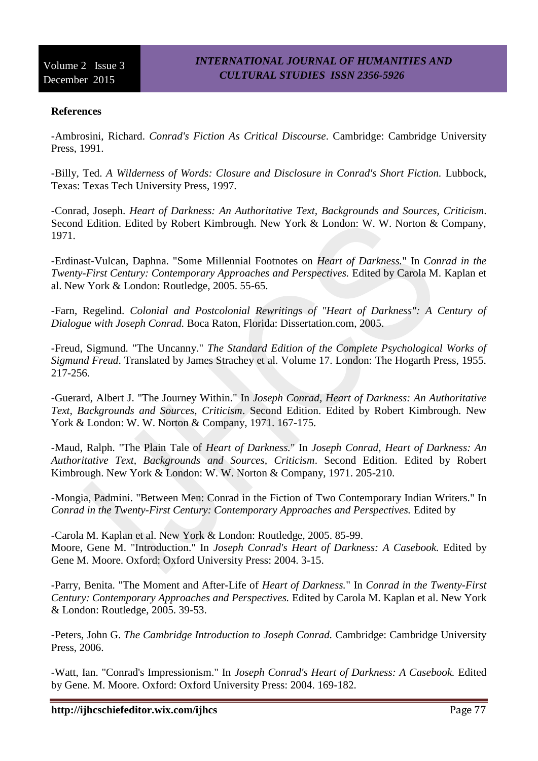## References

-Ambrosini, Richard. *Conrad's Fiction As Critical Discourse*. Cambridge: Cambridge University Press, 1991.

-Billy, Ted. *A Wilderness of Words: Closure and Disclosure in Conrad's Short Fiction.* Lubbock, Texas: Texas Tech University Press, 1997.

-Conrad, Joseph. *Heart of Darkness: An Authoritative Text, Backgrounds and Sources, Criticism*. Second Edition. Edited by Robert Kimbrough. New York & London: W. W. Norton & Company, 1971.

-Erdinast-Vulcan, Daphna. "Some Millennial Footnotes on *Heart of Darkness.*" In *Conrad in the Twenty-First Century: Contemporary Approaches and Perspectives.* Edited by Carola M. Kaplan et al. New York & London: Routledge, 2005. 55-65.

-Farn, Regelind. *Colonial and Postcolonial Rewritings of "Heart of Darkness": A Century of Dialogue with Joseph Conrad.* Boca Raton, Florida: Dissertation.com, 2005.

-Freud, Sigmund. "The Uncanny." *The Standard Edition of the Complete Psychological Works of Sigmund Freud*. Translated by James Strachey et al. Volume 17. London: The Hogarth Press, 1955. 217-256.

-Guerard, Albert J. "The Journey Within." In *Joseph Conrad, Heart of Darkness: An Authoritative Text, Backgrounds and Sources, Criticism*. Second Edition. Edited by Robert Kimbrough. New York & London: W. W. Norton & Company, 1971. 167-175.

-Maud, Ralph. "The Plain Tale of *Heart of Darkness.*" In *Joseph Conrad, Heart of Darkness: An Authoritative Text, Backgrounds and Sources, Criticism*. Second Edition. Edited by Robert Kimbrough. New York & London: W. W. Norton & Company, 1971. 205-210.

-Mongia, Padmini. "Between Men: Conrad in the Fiction of Two Contemporary Indian Writers." In *Conrad in the Twenty-First Century: Contemporary Approaches and Perspectives.* Edited by

-Carola M. Kaplan et al. New York & London: Routledge, 2005. 85-99.
Moore, Gene M. "Introduction." In *Joseph Conrad's Heart of Darkness: A Casebook.* Edited by Gene M. Moore. Oxford: Oxford University Press: 2004. 3-15.

-Parry, Benita. "The Moment and After-Life of *Heart of Darkness.*" In *Conrad in the Twenty-First Century: Contemporary Approaches and Perspectives.* Edited by Carola M. Kaplan et al. New York & London: Routledge, 2005. 39-53.

-Peters, John G. *The Cambridge Introduction to Joseph Conrad.* Cambridge: Cambridge University Press, 2006.

-Watt, Ian. "Conrad's Impressionism." In *Joseph Conrad's Heart of Darkness: A Casebook.* Edited by Gene. M. Moore. Oxford: Oxford University Press: 2004. 169-182.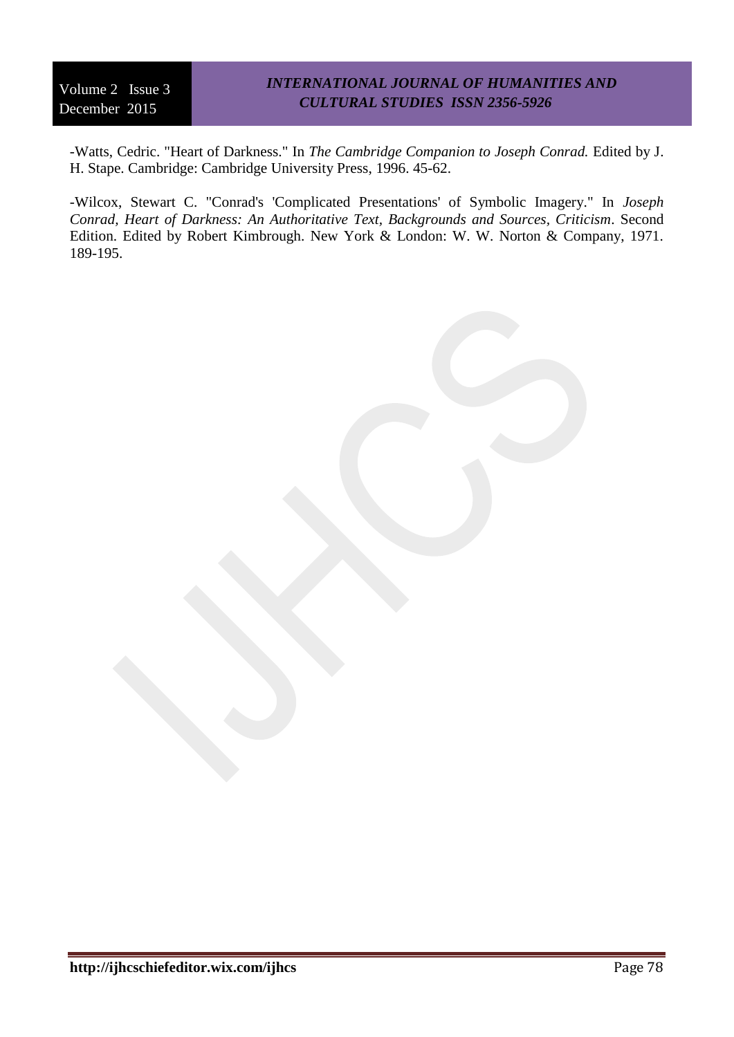-Watts, Cedric. "Heart of Darkness." In *The Cambridge Companion to Joseph Conrad.* Edited by J. H. Stape. Cambridge: Cambridge University Press, 1996. 45-62.

-Wilcox, Stewart C. "Conrad's 'Complicated Presentations' of Symbolic Imagery." In *Joseph Conrad, Heart of Darkness: An Authoritative Text, Backgrounds and Sources, Criticism*. Second Edition. Edited by Robert Kimbrough. New York & London: W. W. Norton & Company, 1971. 189-195.